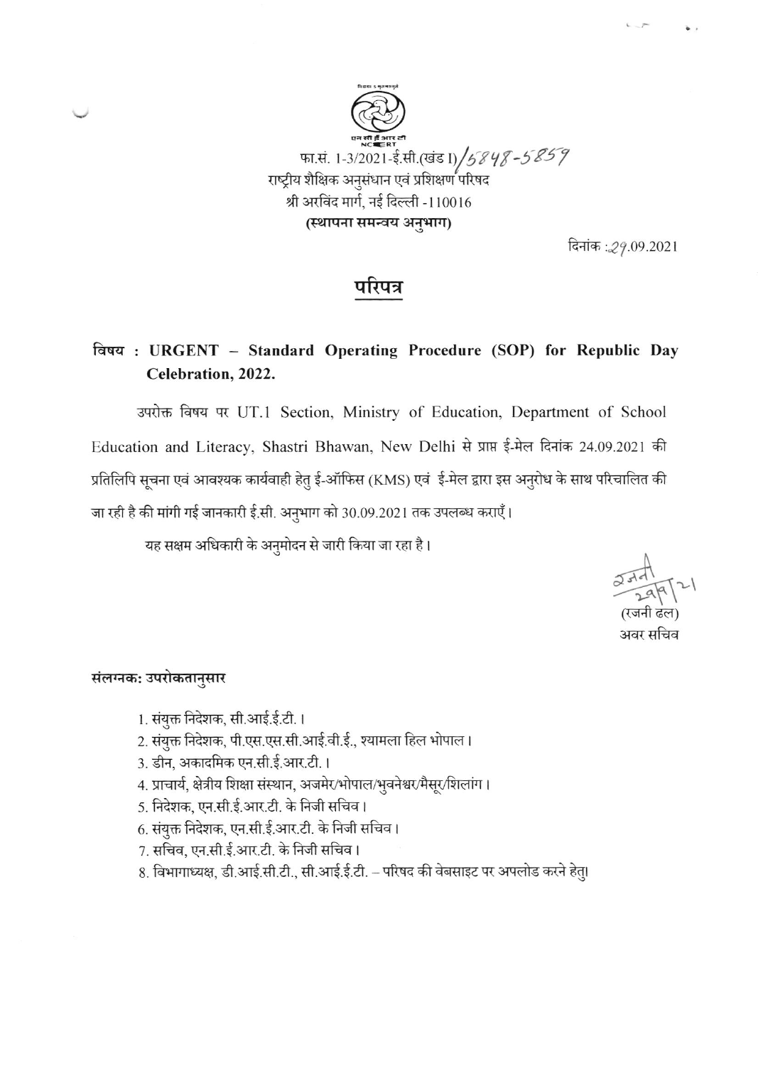फा.सं. 1-3/2021-ई.सी.(खंड I)/5848-5859

राष्ट्रीय शैक्षिक अनुसंधान एवं प्रशिक्षण परिषद

श्री अरविंद मार्ग, नई दिल्ली -110016

**(स्थापना समन्वय अनुभाग)**

दिनांक :29.09.2021

## परिपत्र

**विषय : URGENT – Standard Operating Procedure (SOP) for Republic Day Celebration, 2022.**

उपरोक्त विषय पर UT.1 Section, Ministry of Education, Department of School Education and Literacy, Shastri Bhawan, New Delhi से प्राप्त ई-मेल दिनांक 24.09.2021 की प्रतिलिपि सूचना एवं आवश्यक कार्यवाही हेतु ई-ऑफिस (KMS) एवं ई-मेल द्वारा इस अनुरोध के साथ परिचालित की जा रही है की मांगी गई जानकारी ई.सी. अनुभाग को 30.09.2021 तक उपलब्ध कराएँ।

यह सक्षम अधिकारी के अनुमोदन से जारी किया जा रहा है।

रजनी 29/9/21

(रजनी ढल)

अवर सचिव

**संलग्नक: उपरोकतानुसार**

1. संयुक्त निदेशक, सी.आई.ई.टी.।
2. संयुक्त निदेशक, पी.एस.एस.सी.आई.वी.ई., श्यामला हिल भोपाल।
3. डीन, अकादमिक एन.सी.ई.आर.टी.।
4. प्राचार्य, क्षेत्रीय शिक्षा संस्थान, अजमेर/भोपाल/भुवनेश्वर/मैसूर/शिलांग।
5. निदेशक, एन.सी.ई.आर.टी. के निजी सचिव।
6. संयुक्त निदेशक, एन.सी.ई.आर.टी. के निजी सचिव।
7. सचिव, एन.सी.ई.आर.टी. के निजी सचिव।
8. विभागाध्यक्ष, डी.आई.सी.टी., सी.आई.ई.टी. – परिषद की वेबसाइट पर अपलोड करने हेतु।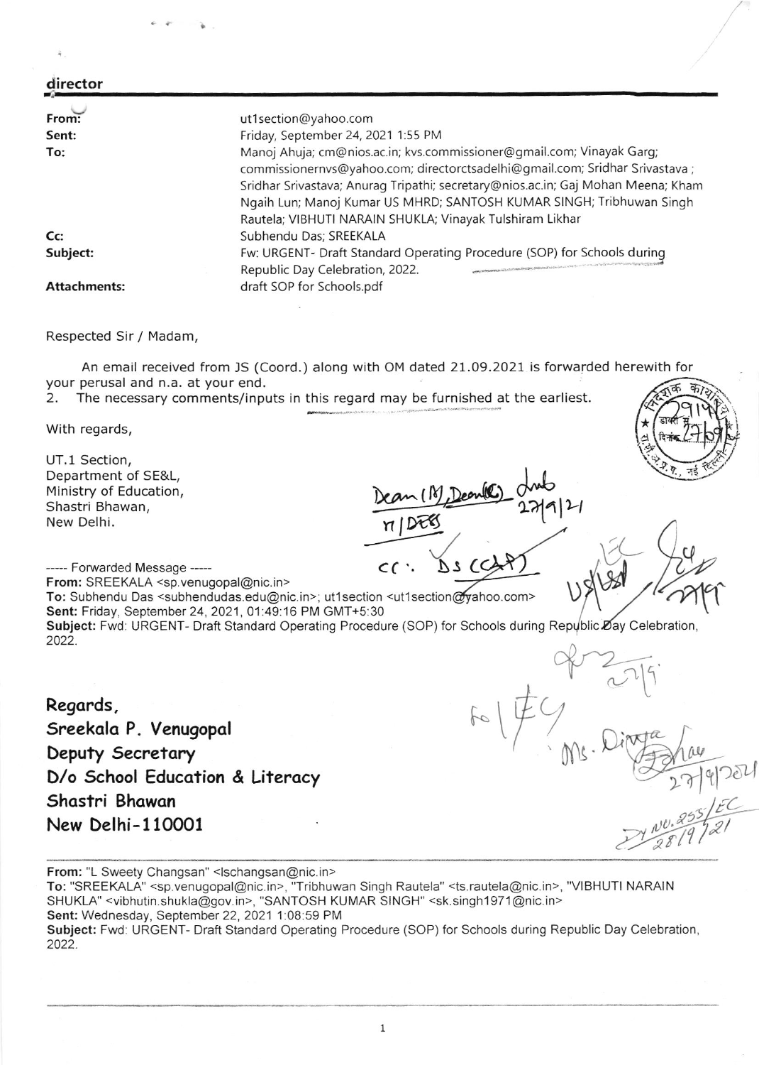**director**

| | |
|---|---|
| **From:** | ut1section@yahoo.com |
| **Sent:** | Friday, September 24, 2021 1:55 PM |
| **To:** | Manoj Ahuja; cm@nios.ac.in; kvs.commissioner@gmail.com; Vinayak Garg; commissionernvs@yahoo.com; directorctsadelhi@gmail.com; Sridhar Srivastava ; Sridhar Srivastava; Anurag Tripathi; secretary@nios.ac.in; Gaj Mohan Meena; Kham Ngaih Lun; Manoj Kumar US MHRD; SANTOSH KUMAR SINGH; Tribhuwan Singh Rautela; VIBHUTI NARAIN SHUKLA; Vinayak Tulshiram Likhar |
| **Cc:** | Subhendu Das; SREEKALA |
| **Subject:** | Fw: URGENT- Draft Standard Operating Procedure (SOP) for Schools during Republic Day Celebration, 2022. |
| **Attachments:** | draft SOP for Schools.pdf |

Respected Sir / Madam,

An email received from JS (Coord.) along with OM dated 21.09.2021 is forwarded herewith for your perusal and n.a. at your end.

2. The necessary comments/inputs in this regard may be furnished at the earliest.

With regards,

UT.1 Section,
Department of SE&L,
Ministry of Education,
Shastri Bhawan,
New Delhi.

Dean (M) Dean(E) 27/9/21
n/DEES
cc: DS (CAP)

----- Forwarded Message -----
**From:** SREEKALA <sp.venugopal@nic.in>
**To:** Subhendu Das <subhendudas.edu@nic.in>; ut1section <ut1section@yahoo.com>
**Sent:** Friday, September 24, 2021, 01:49:16 PM GMT+5:30
**Subject:** Fwd: URGENT- Draft Standard Operating Procedure (SOP) for Schools during Republic Day Celebration, 2022.

**Regards,**
**Sreekala P. Venugopal**
**Deputy Secretary**
**D/o School Education & Literacy**
**Shastri Bhawan**
**New Delhi-110001**

Ms. Dinya 27/9/2021
Dy No. 255/EC 28/9/21

**From:** "L Sweety Changsan" <lschangsan@nic.in>
**To:** "SREEKALA" <sp.venugopal@nic.in>, "Tribhuwan Singh Rautela" <ts.rautela@nic.in>, "VIBHUTI NARAIN SHUKLA" <vibhutin.shukla@gov.in>, "SANTOSH KUMAR SINGH" <sk.singh1971@nic.in>
**Sent:** Wednesday, September 22, 2021 1:08:59 PM
**Subject:** Fwd: URGENT- Draft Standard Operating Procedure (SOP) for Schools during Republic Day Celebration, 2022.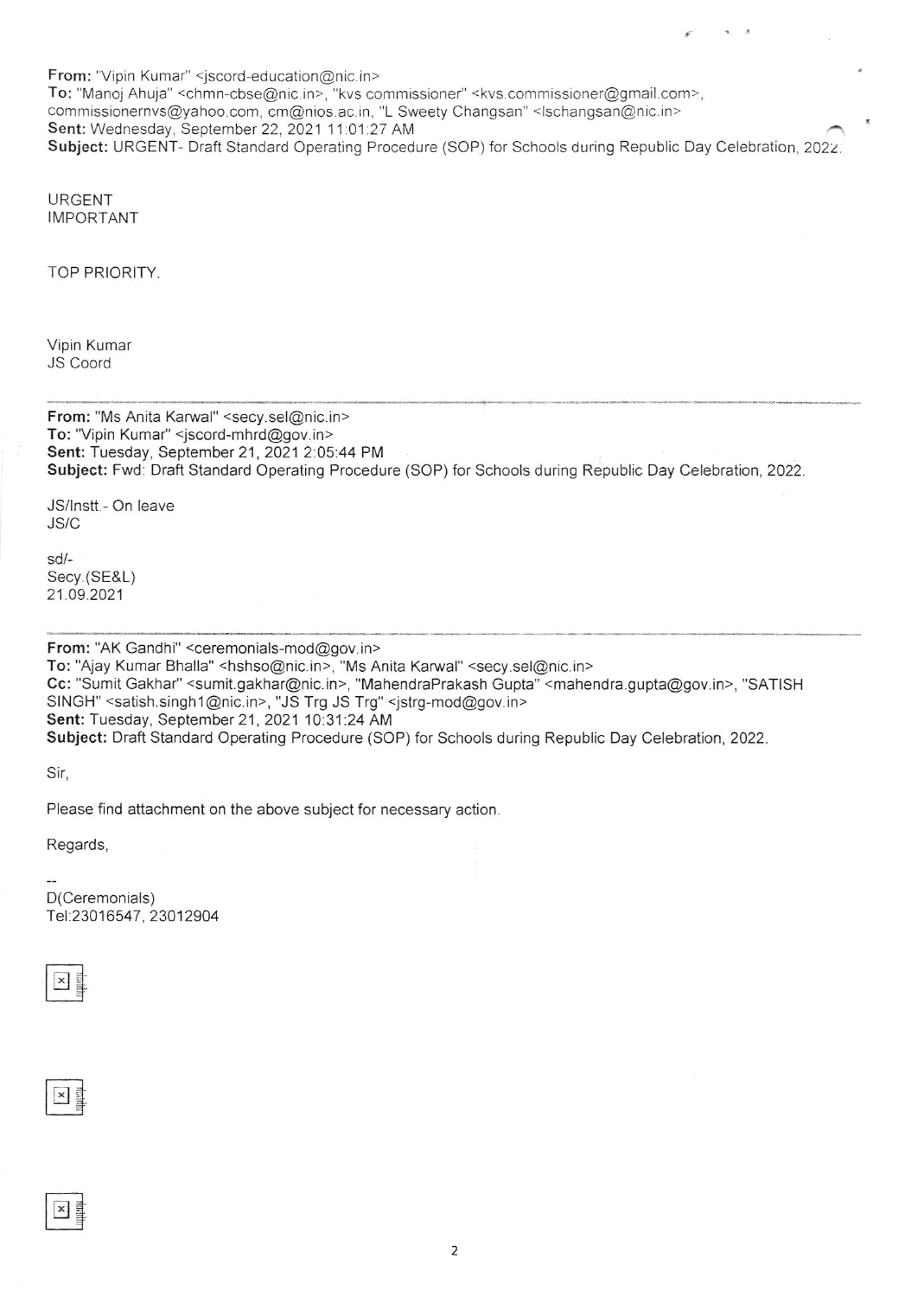**From:** "Vipin Kumar" <jscord-education@nic.in>
**To:** "Manoj Ahuja" <chmn-cbse@nic.in>, "kvs commissioner" <kvs.commissioner@gmail.com>, commissionernvs@yahoo.com, cm@nios.ac.in, "L Sweety Changsan" <lschangsan@nic.in>
**Sent:** Wednesday, September 22, 2021 11:01:27 AM
**Subject:** URGENT- Draft Standard Operating Procedure (SOP) for Schools during Republic Day Celebration, 2022.

URGENT
IMPORTANT

TOP PRIORITY.

Vipin Kumar
JS Coord

---

**From:** "Ms Anita Karwal" <secy.sel@nic.in>
**To:** "Vipin Kumar" <jscord-mhrd@gov.in>
**Sent:** Tuesday, September 21, 2021 2:05:44 PM
**Subject:** Fwd: Draft Standard Operating Procedure (SOP) for Schools during Republic Day Celebration, 2022.

JS/Instt.- On leave
JS/C

sd/-
Secy.(SE&L)
21.09.2021

---

**From:** "AK Gandhi" <ceremonials-mod@gov.in>
**To:** "Ajay Kumar Bhalla" <hshso@nic.in>, "Ms Anita Karwal" <secy.sel@nic.in>
**Cc:** "Sumit Gakhar" <sumit.gakhar@nic.in>, "MahendraPrakash Gupta" <mahendra.gupta@gov.in>, "SATISH SINGH" <satish.singh1@nic.in>, "JS Trg JS Trg" <jstrg-mod@gov.in>
**Sent:** Tuesday, September 21, 2021 10:31:24 AM
**Subject:** Draft Standard Operating Procedure (SOP) for Schools during Republic Day Celebration, 2022.

Sir,

Please find attachment on the above subject for necessary action.

Regards,

--
D(Ceremonials)
Tel:23016547, 23012904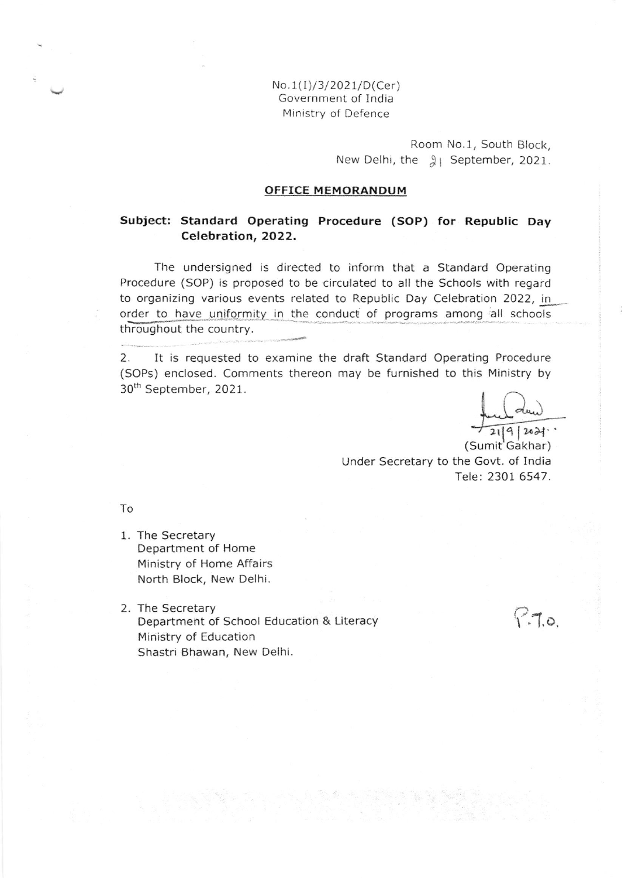No.1(I)/3/2021/D(Cer)
Government of India
Ministry of Defence

Room No.1, South Block,
New Delhi, the 21 September, 2021.

## OFFICE MEMORANDUM

**Subject: Standard Operating Procedure (SOP) for Republic Day Celebration, 2022.**

The undersigned is directed to inform that a Standard Operating Procedure (SOP) is proposed to be circulated to all the Schools with regard to organizing various events related to Republic Day Celebration 2022, in order to have uniformity in the conduct of programs among all schools throughout the country.

2. It is requested to examine the draft Standard Operating Procedure (SOPs) enclosed. Comments thereon may be furnished to this Ministry by 30th September, 2021.

21/9/2021

(Sumit Gakhar)
Under Secretary to the Govt. of India
Tele: 2301 6547.

To

1. The Secretary
   Department of Home
   Ministry of Home Affairs
   North Block, New Delhi.

2. The Secretary
   Department of School Education & Literacy
   Ministry of Education
   Shastri Bhawan, New Delhi.

P.T.O.